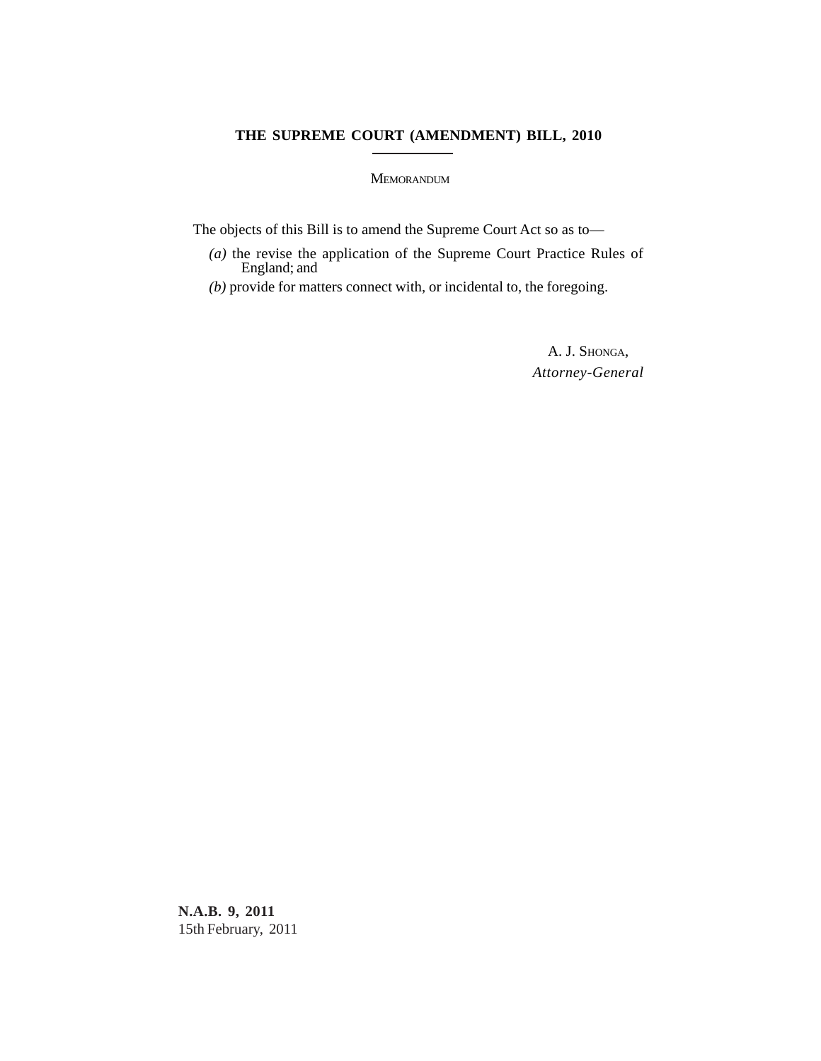# THE SUPREME COURT (AMENDMENT) BILL, 2010

MEMORANDUM

The objects of this Bill is to amend the Supreme Court Act so as to—

*(a)* the revise the application of the Supreme Court Practice Rules of England; and

*(b)* provide for matters connect with, or incidental to, the foregoing.

A. J. SHONGA,
*Attorney-General*

**N.A.B. 9, 2011**
15th February, 2011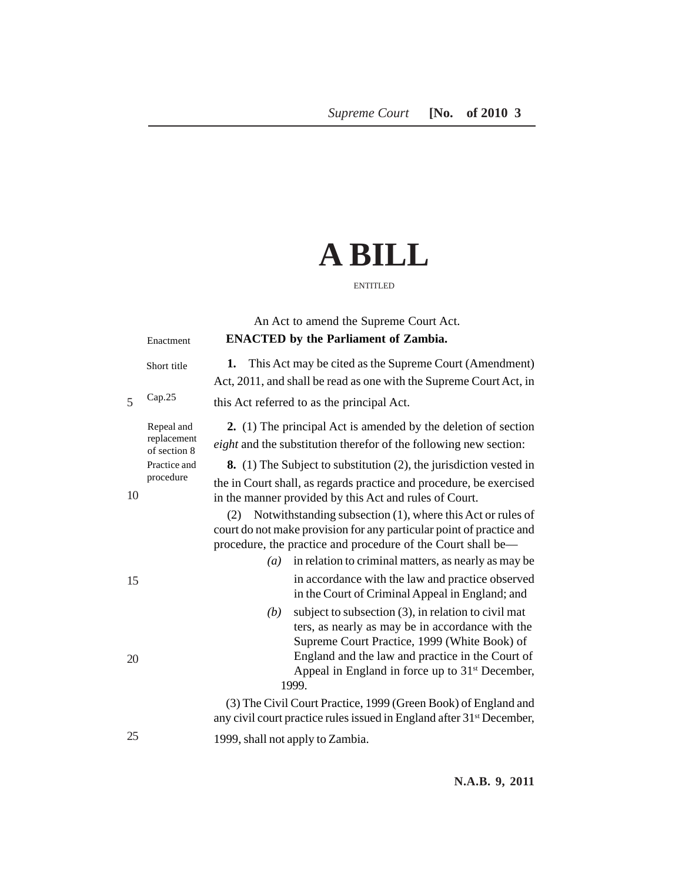# A BILL

ENTITLED

An Act to amend the Supreme Court Act.

Enactment

**ENACTED by the Parliament of Zambia.**

Short title

Cap.25

**1.** This Act may be cited as the Supreme Court (Amendment) Act, 2011, and shall be read as one with the Supreme Court Act, in this Act referred to as the principal Act.

Repeal and replacement of section 8

**2.** (1) The principal Act is amended by the deletion of section *eight* and the substitution therefor of the following new section:

Practice and procedure

**8.** (1) The Subject to substitution (2), the jurisdiction vested in the in Court shall, as regards practice and procedure, be exercised in the manner provided by this Act and rules of Court.

(2) Notwithstanding subsection (1), where this Act or rules of court do not make provision for any particular point of practice and procedure, the practice and procedure of the Court shall be—

*(a)* in relation to criminal matters, as nearly as may be in accordance with the law and practice observed in the Court of Criminal Appeal in England; and

*(b)* subject to subsection (3), in relation to civil mat ters, as nearly as may be in accordance with the Supreme Court Practice, 1999 (White Book) of England and the law and practice in the Court of Appeal in England in force up to 31st December, 1999.

(3) The Civil Court Practice, 1999 (Green Book) of England and any civil court practice rules issued in England after 31st December, 1999, shall not apply to Zambia.

**N.A.B. 9, 2011**